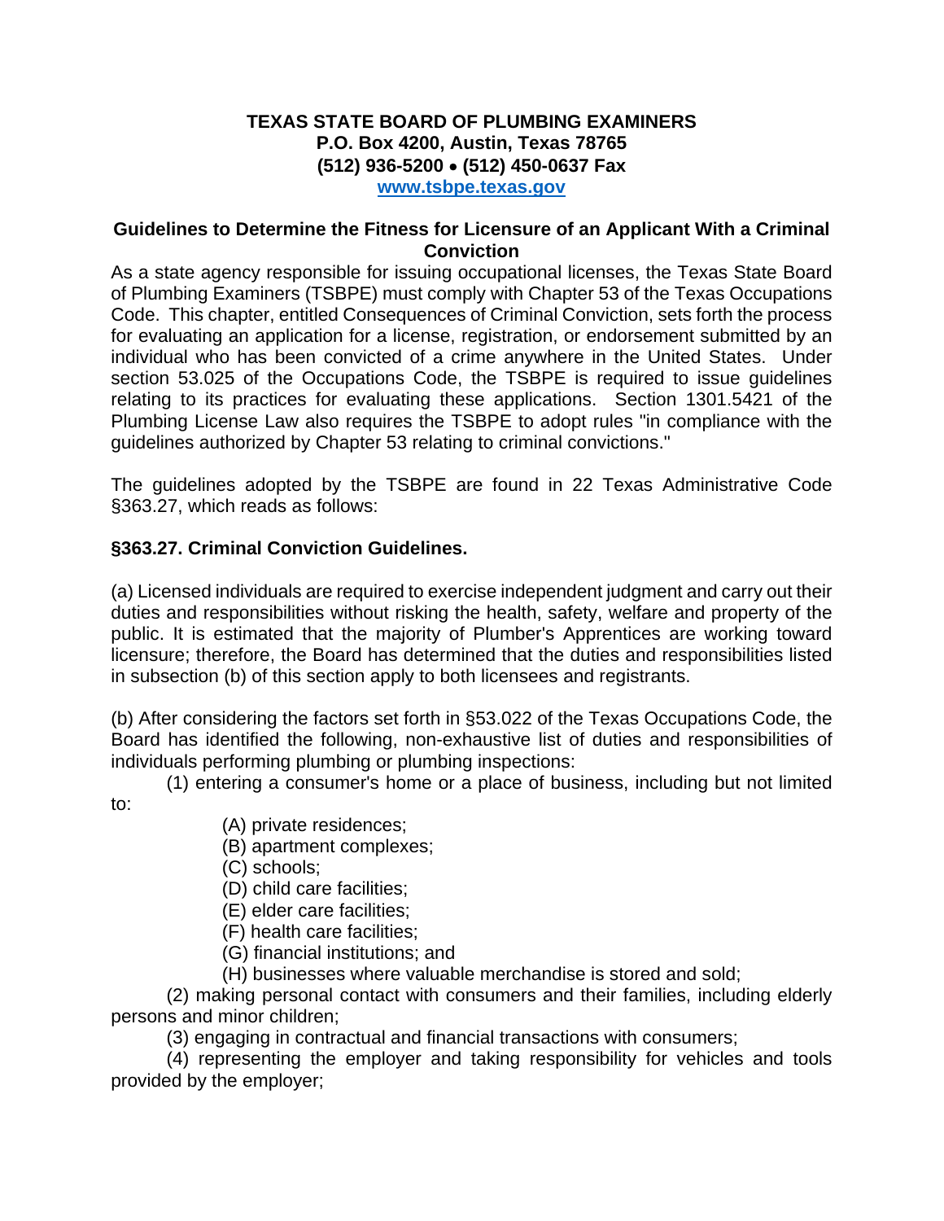**TEXAS STATE BOARD OF PLUMBING EXAMINERS**
**P.O. Box 4200, Austin, Texas 78765**
**(512) 936-5200 • (512) 450-0637 Fax**
**[www.tsbpe.texas.gov](http://www.tsbpe.texas.gov)**

## Guidelines to Determine the Fitness for Licensure of an Applicant With a Criminal Conviction

As a state agency responsible for issuing occupational licenses, the Texas State Board of Plumbing Examiners (TSBPE) must comply with Chapter 53 of the Texas Occupations Code. This chapter, entitled Consequences of Criminal Conviction, sets forth the process for evaluating an application for a license, registration, or endorsement submitted by an individual who has been convicted of a crime anywhere in the United States. Under section 53.025 of the Occupations Code, the TSBPE is required to issue guidelines relating to its practices for evaluating these applications. Section 1301.5421 of the Plumbing License Law also requires the TSBPE to adopt rules "in compliance with the guidelines authorized by Chapter 53 relating to criminal convictions."

The guidelines adopted by the TSBPE are found in 22 Texas Administrative Code §363.27, which reads as follows:

### §363.27. Criminal Conviction Guidelines.

(a) Licensed individuals are required to exercise independent judgment and carry out their duties and responsibilities without risking the health, safety, welfare and property of the public. It is estimated that the majority of Plumber's Apprentices are working toward licensure; therefore, the Board has determined that the duties and responsibilities listed in subsection (b) of this section apply to both licensees and registrants.

(b) After considering the factors set forth in §53.022 of the Texas Occupations Code, the Board has identified the following, non-exhaustive list of duties and responsibilities of individuals performing plumbing or plumbing inspections:

(1) entering a consumer's home or a place of business, including but not limited to:

- (A) private residences;
- (B) apartment complexes;
- (C) schools;
- (D) child care facilities;
- (E) elder care facilities;
- (F) health care facilities;
- (G) financial institutions; and
- (H) businesses where valuable merchandise is stored and sold;

(2) making personal contact with consumers and their families, including elderly persons and minor children;

(3) engaging in contractual and financial transactions with consumers;

(4) representing the employer and taking responsibility for vehicles and tools provided by the employer;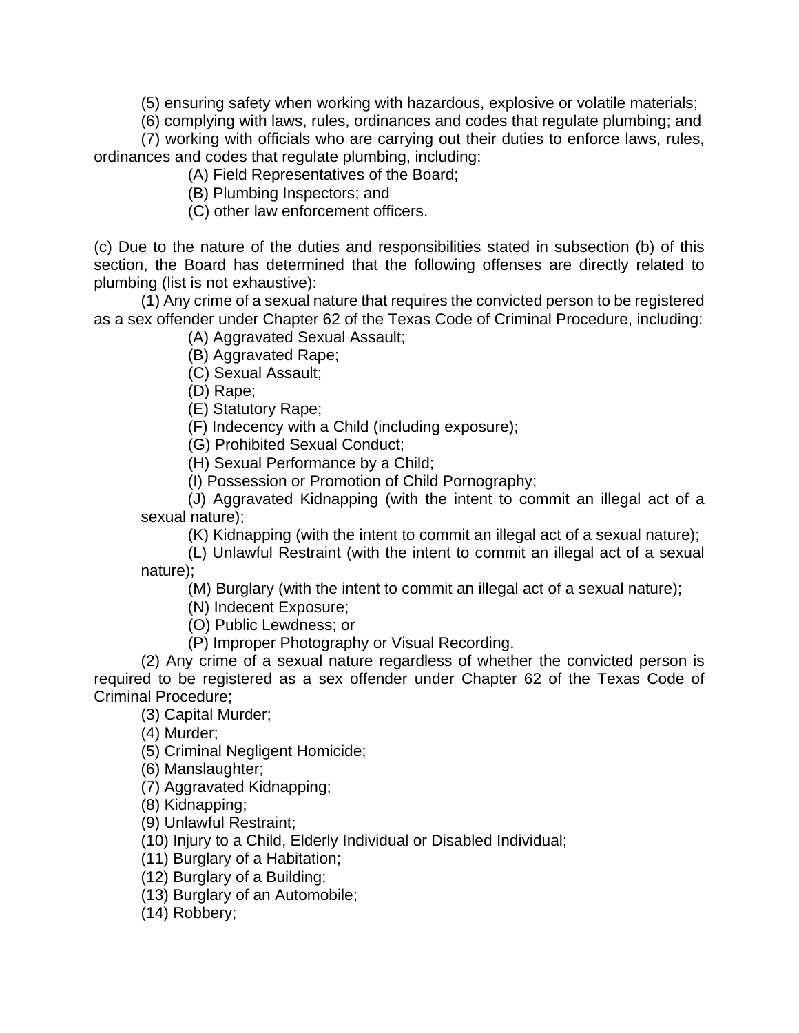(5) ensuring safety when working with hazardous, explosive or volatile materials;

(6) complying with laws, rules, ordinances and codes that regulate plumbing; and

(7) working with officials who are carrying out their duties to enforce laws, rules, ordinances and codes that regulate plumbing, including:

(A) Field Representatives of the Board;

(B) Plumbing Inspectors; and

(C) other law enforcement officers.

(c) Due to the nature of the duties and responsibilities stated in subsection (b) of this section, the Board has determined that the following offenses are directly related to plumbing (list is not exhaustive):

(1) Any crime of a sexual nature that requires the convicted person to be registered as a sex offender under Chapter 62 of the Texas Code of Criminal Procedure, including:

(A) Aggravated Sexual Assault;

(B) Aggravated Rape;

(C) Sexual Assault;

(D) Rape;

(E) Statutory Rape;

(F) Indecency with a Child (including exposure);

(G) Prohibited Sexual Conduct;

(H) Sexual Performance by a Child;

(I) Possession or Promotion of Child Pornography;

(J) Aggravated Kidnapping (with the intent to commit an illegal act of a sexual nature);

(K) Kidnapping (with the intent to commit an illegal act of a sexual nature);

(L) Unlawful Restraint (with the intent to commit an illegal act of a sexual nature);

(M) Burglary (with the intent to commit an illegal act of a sexual nature);

(N) Indecent Exposure;

(O) Public Lewdness; or

(P) Improper Photography or Visual Recording.

(2) Any crime of a sexual nature regardless of whether the convicted person is required to be registered as a sex offender under Chapter 62 of the Texas Code of Criminal Procedure;

(3) Capital Murder;

(4) Murder;

(5) Criminal Negligent Homicide;

(6) Manslaughter;

(7) Aggravated Kidnapping;

(8) Kidnapping;

(9) Unlawful Restraint;

(10) Injury to a Child, Elderly Individual or Disabled Individual;

(11) Burglary of a Habitation;

(12) Burglary of a Building;

(13) Burglary of an Automobile;

(14) Robbery;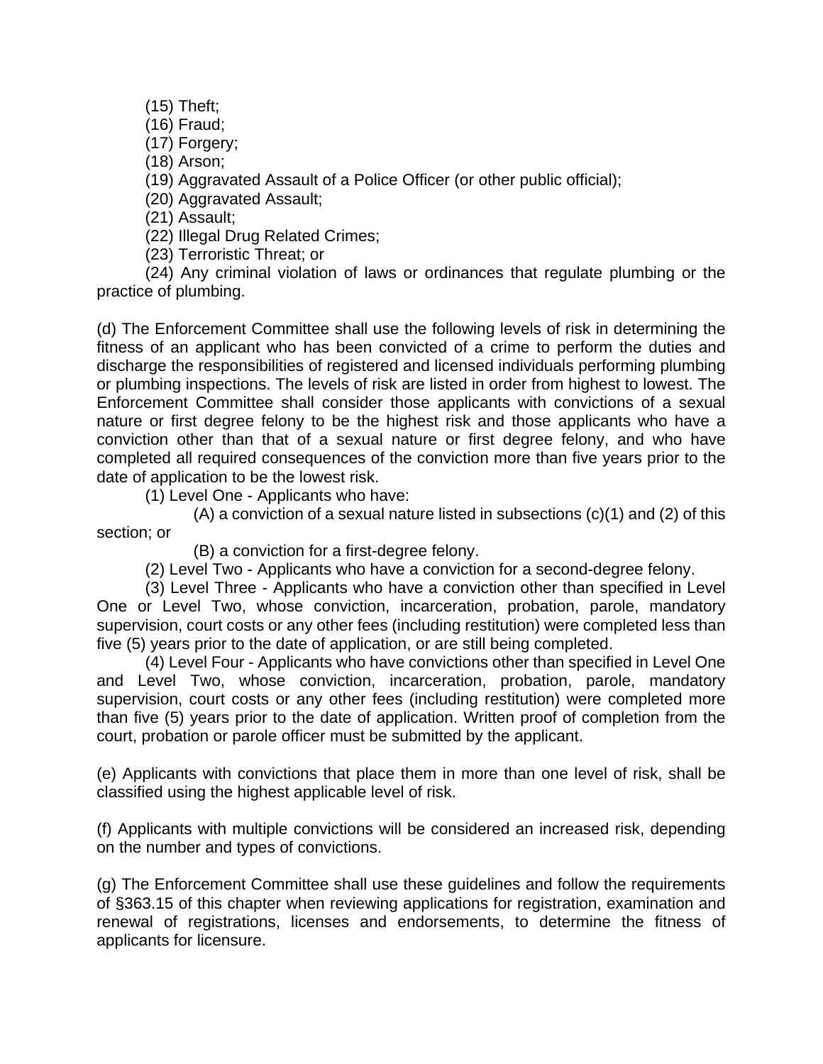(15) Theft;
(16) Fraud;
(17) Forgery;
(18) Arson;
(19) Aggravated Assault of a Police Officer (or other public official);
(20) Aggravated Assault;
(21) Assault;
(22) Illegal Drug Related Crimes;
(23) Terroristic Threat; or
(24) Any criminal violation of laws or ordinances that regulate plumbing or the practice of plumbing.

(d) The Enforcement Committee shall use the following levels of risk in determining the fitness of an applicant who has been convicted of a crime to perform the duties and discharge the responsibilities of registered and licensed individuals performing plumbing or plumbing inspections. The levels of risk are listed in order from highest to lowest. The Enforcement Committee shall consider those applicants with convictions of a sexual nature or first degree felony to be the highest risk and those applicants who have a conviction other than that of a sexual nature or first degree felony, and who have completed all required consequences of the conviction more than five years prior to the date of application to be the lowest risk.

(1) Level One - Applicants who have:

(A) a conviction of a sexual nature listed in subsections (c)(1) and (2) of this section; or

(B) a conviction for a first-degree felony.

(2) Level Two - Applicants who have a conviction for a second-degree felony.

(3) Level Three - Applicants who have a conviction other than specified in Level One or Level Two, whose conviction, incarceration, probation, parole, mandatory supervision, court costs or any other fees (including restitution) were completed less than five (5) years prior to the date of application, or are still being completed.

(4) Level Four - Applicants who have convictions other than specified in Level One and Level Two, whose conviction, incarceration, probation, parole, mandatory supervision, court costs or any other fees (including restitution) were completed more than five (5) years prior to the date of application. Written proof of completion from the court, probation or parole officer must be submitted by the applicant.

(e) Applicants with convictions that place them in more than one level of risk, shall be classified using the highest applicable level of risk.

(f) Applicants with multiple convictions will be considered an increased risk, depending on the number and types of convictions.

(g) The Enforcement Committee shall use these guidelines and follow the requirements of §363.15 of this chapter when reviewing applications for registration, examination and renewal of registrations, licenses and endorsements, to determine the fitness of applicants for licensure.